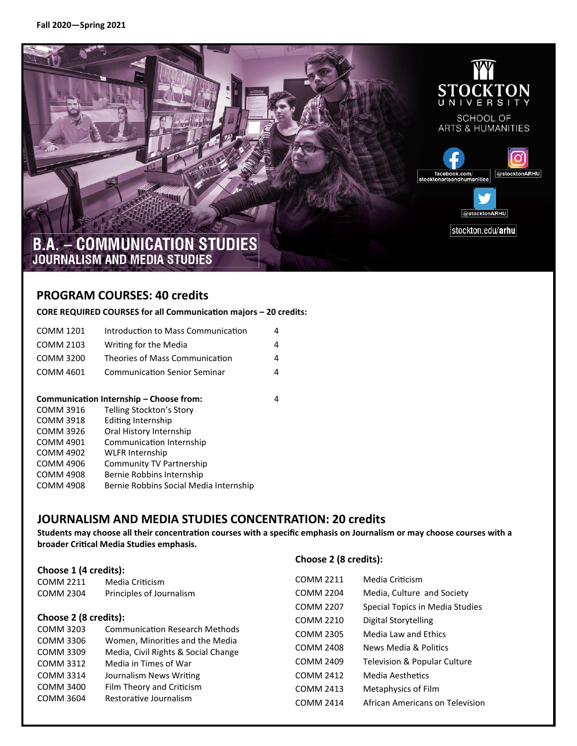Fall 2020—Spring 2021

STOCKTON UNIVERSITY

SCHOOL OF ARTS & HUMANITIES

facebook.com/stocktonartsandhumanities

@stocktonARHU

@stocktonARHU

stockton.edu/arhu

# B.A. – COMMUNICATION STUDIES

## JOURNALISM AND MEDIA STUDIES

## PROGRAM COURSES: 40 credits

**CORE REQUIRED COURSES for all Communication majors – 20 credits:**

| | | |
|---|---|---|
| COMM 1201 | Introduction to Mass Communication | 4 |
| COMM 2103 | Writing for the Media | 4 |
| COMM 3200 | Theories of Mass Communication | 4 |
| COMM 4601 | Communication Senior Seminar | 4 |

**Communication Internship – Choose from:** 4

| | |
|---|---|
| COMM 3916 | Telling Stockton's Story |
| COMM 3918 | Editing Internship |
| COMM 3926 | Oral History Internship |
| COMM 4901 | Communication Internship |
| COMM 4902 | WLFR Internship |
| COMM 4906 | Community TV Partnership |
| COMM 4908 | Bernie Robbins Internship |
| COMM 4908 | Bernie Robbins Social Media Internship |

## JOURNALISM AND MEDIA STUDIES CONCENTRATION: 20 credits

**Students may choose all their concentration courses with a specific emphasis on Journalism or may choose courses with a broader Critical Media Studies emphasis.**

**Choose 1 (4 credits):**

| | |
|---|---|
| COMM 2211 | Media Criticism |
| COMM 2304 | Principles of Journalism |

**Choose 2 (8 credits):**

| | |
|---|---|
| COMM 3203 | Communication Research Methods |
| COMM 3306 | Women, Minorities and the Media |
| COMM 3309 | Media, Civil Rights & Social Change |
| COMM 3312 | Media in Times of War |
| COMM 3314 | Journalism News Writing |
| COMM 3400 | Film Theory and Criticism |
| COMM 3604 | Restorative Journalism |

**Choose 2 (8 credits):**

| | |
|---|---|
| COMM 2211 | Media Criticism |
| COMM 2204 | Media, Culture and Society |
| COMM 2207 | Special Topics in Media Studies |
| COMM 2210 | Digital Storytelling |
| COMM 2305 | Media Law and Ethics |
| COMM 2408 | News Media & Politics |
| COMM 2409 | Television & Popular Culture |
| COMM 2412 | Media Aesthetics |
| COMM 2413 | Metaphysics of Film |
| COMM 2414 | African Americans on Television |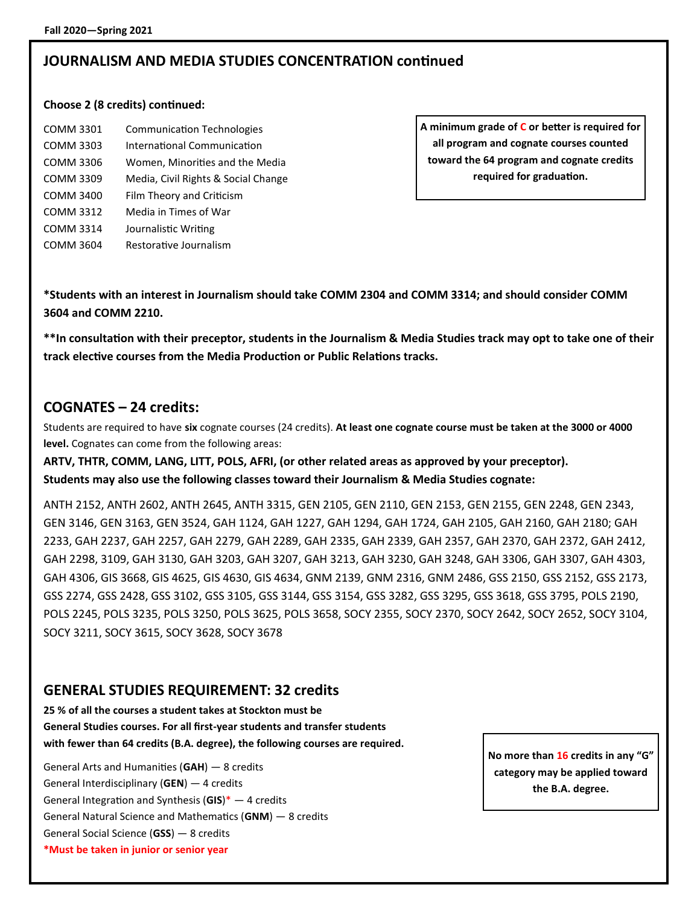## JOURNALISM AND MEDIA STUDIES CONCENTRATION continued

**Choose 2 (8 credits) continued:**

| | |
|---|---|
| COMM 3301 | Communication Technologies |
| COMM 3303 | International Communication |
| COMM 3306 | Women, Minorities and the Media |
| COMM 3309 | Media, Civil Rights & Social Change |
| COMM 3400 | Film Theory and Criticism |
| COMM 3312 | Media in Times of War |
| COMM 3314 | Journalistic Writing |
| COMM 3604 | Restorative Journalism |

**A minimum grade of C or better is required for all program and cognate courses counted toward the 64 program and cognate credits required for graduation.**

**\*Students with an interest in Journalism should take COMM 2304 and COMM 3314; and should consider COMM 3604 and COMM 2210.**

**\*\*In consultation with their preceptor, students in the Journalism & Media Studies track may opt to take one of their track elective courses from the Media Production or Public Relations tracks.**

## COGNATES – 24 credits:

Students are required to have **six** cognate courses (24 credits). **At least one cognate course must be taken at the 3000 or 4000 level.** Cognates can come from the following areas:

**ARTV, THTR, COMM, LANG, LITT, POLS, AFRI, (or other related areas as approved by your preceptor).**
**Students may also use the following classes toward their Journalism & Media Studies cognate:**

ANTH 2152, ANTH 2602, ANTH 2645, ANTH 3315, GEN 2105, GEN 2110, GEN 2153, GEN 2155, GEN 2248, GEN 2343, GEN 3146, GEN 3163, GEN 3524, GAH 1124, GAH 1227, GAH 1294, GAH 1724, GAH 2105, GAH 2160, GAH 2180; GAH 2233, GAH 2237, GAH 2257, GAH 2279, GAH 2289, GAH 2335, GAH 2339, GAH 2357, GAH 2370, GAH 2372, GAH 2412, GAH 2298, 3109, GAH 3130, GAH 3203, GAH 3207, GAH 3213, GAH 3230, GAH 3248, GAH 3306, GAH 3307, GAH 4303, GAH 4306, GIS 3668, GIS 4625, GIS 4630, GIS 4634, GNM 2139, GNM 2316, GNM 2486, GSS 2150, GSS 2152, GSS 2173, GSS 2274, GSS 2428, GSS 3102, GSS 3105, GSS 3144, GSS 3154, GSS 3282, GSS 3295, GSS 3618, GSS 3795, POLS 2190, POLS 2245, POLS 3235, POLS 3250, POLS 3625, POLS 3658, SOCY 2355, SOCY 2370, SOCY 2642, SOCY 2652, SOCY 3104, SOCY 3211, SOCY 3615, SOCY 3628, SOCY 3678

## GENERAL STUDIES REQUIREMENT: 32 credits

**25 % of all the courses a student takes at Stockton must be General Studies courses. For all first-year students and transfer students with fewer than 64 credits (B.A. degree), the following courses are required.**

General Arts and Humanities (**GAH**) — 8 credits
General Interdisciplinary (**GEN**) — 4 credits
General Integration and Synthesis (**GIS**)* — 4 credits
General Natural Science and Mathematics (**GNM**) — 8 credits
General Social Science (**GSS**) — 8 credits
**\*Must be taken in junior or senior year**

**No more than 16 credits in any "G" category may be applied toward the B.A. degree.**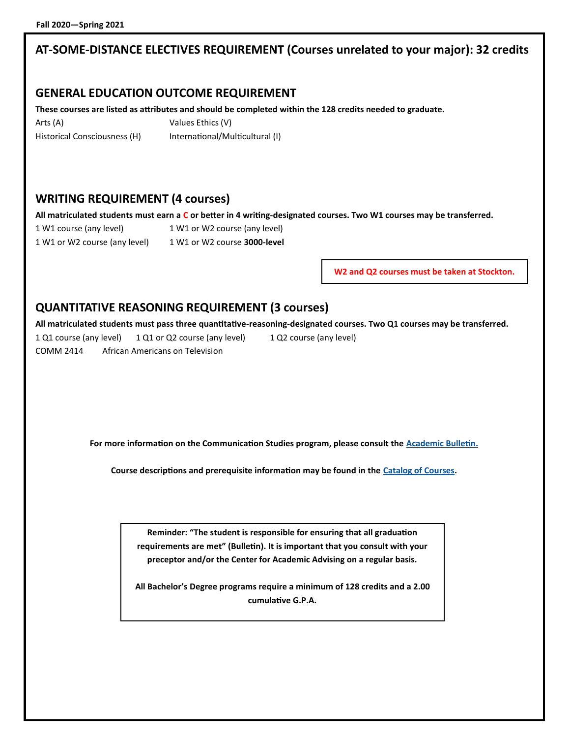## AT-SOME-DISTANCE ELECTIVES REQUIREMENT (Courses unrelated to your major): 32 credits

## GENERAL EDUCATION OUTCOME REQUIREMENT

**These courses are listed as attributes and should be completed within the 128 credits needed to graduate.**

Arts (A)

Values Ethics (V)

Historical Consciousness (H)

International/Multicultural (I)

## WRITING REQUIREMENT (4 courses)

**All matriculated students must earn a C or better in 4 writing-designated courses. Two W1 courses may be transferred.**

1 W1 course (any level)

1 W1 or W2 course (any level)

1 W1 or W2 course (any level)

1 W1 or W2 course **3000-level**

**W2 and Q2 courses must be taken at Stockton.**

## QUANTITATIVE REASONING REQUIREMENT (3 courses)

**All matriculated students must pass three quantitative-reasoning-designated courses. Two Q1 courses may be transferred.**

1 Q1 course (any level)

1 Q1 or Q2 course (any level)

1 Q2 course (any level)

COMM 2414 African Americans on Television

**For more information on the Communication Studies program, please consult the Academic Bulletin.**

**Course descriptions and prerequisite information may be found in the Catalog of Courses.**

**Reminder: "The student is responsible for ensuring that all graduation requirements are met" (Bulletin). It is important that you consult with your preceptor and/or the Center for Academic Advising on a regular basis.**

**All Bachelor's Degree programs require a minimum of 128 credits and a 2.00 cumulative G.P.A.**